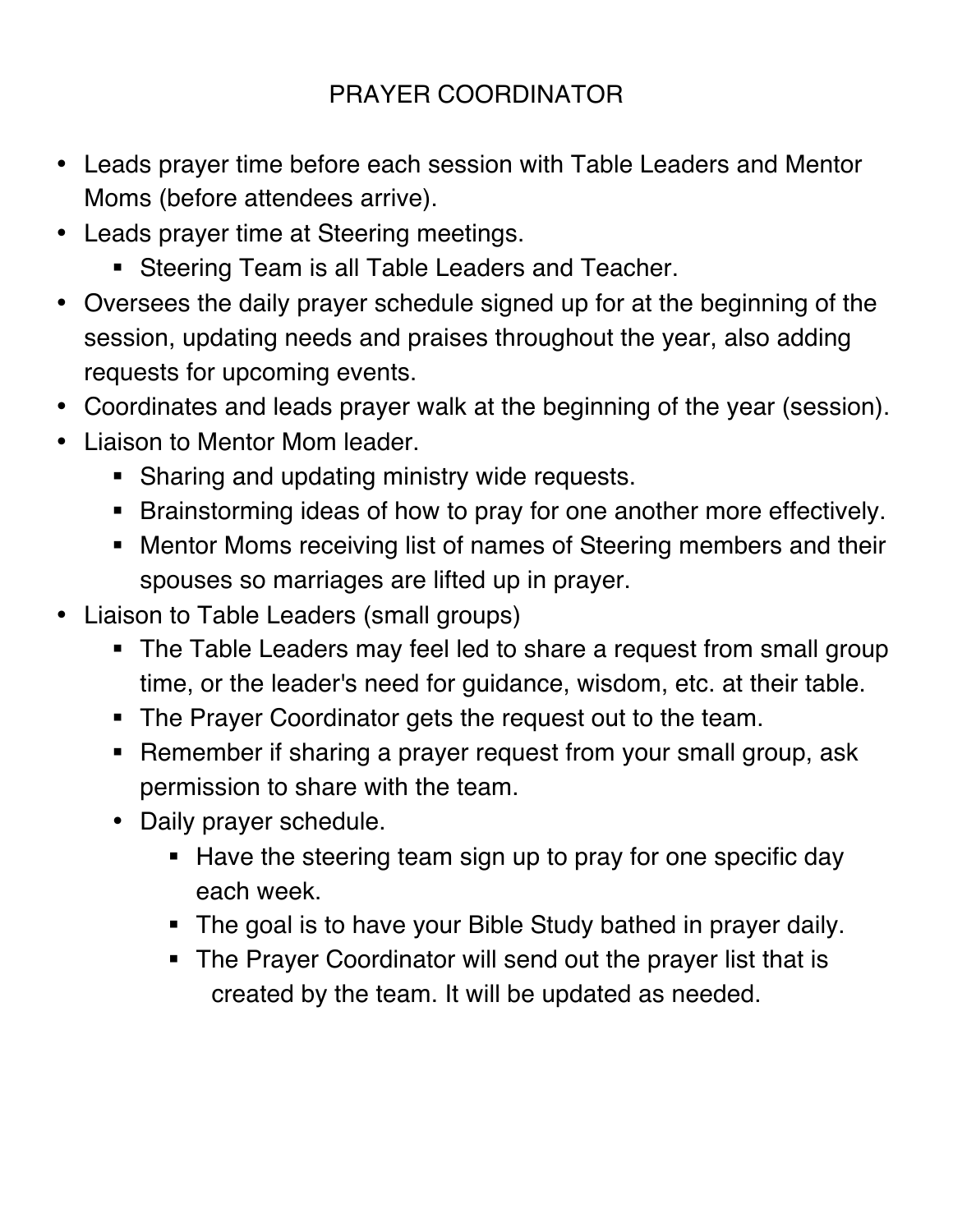# PRAYER COORDINATOR

- Leads prayer time before each session with Table Leaders and Mentor Moms (before attendees arrive).
- Leads prayer time at Steering meetings.
  - Steering Team is all Table Leaders and Teacher.
- Oversees the daily prayer schedule signed up for at the beginning of the session, updating needs and praises throughout the year, also adding requests for upcoming events.
- Coordinates and leads prayer walk at the beginning of the year (session).
- Liaison to Mentor Mom leader.
  - Sharing and updating ministry wide requests.
  - Brainstorming ideas of how to pray for one another more effectively.
  - Mentor Moms receiving list of names of Steering members and their spouses so marriages are lifted up in prayer.
- Liaison to Table Leaders (small groups)
  - The Table Leaders may feel led to share a request from small group time, or the leader's need for guidance, wisdom, etc. at their table.
  - The Prayer Coordinator gets the request out to the team.
  - Remember if sharing a prayer request from your small group, ask permission to share with the team.
  - Daily prayer schedule.
    - Have the steering team sign up to pray for one specific day each week.
    - The goal is to have your Bible Study bathed in prayer daily.
    - The Prayer Coordinator will send out the prayer list that is created by the team. It will be updated as needed.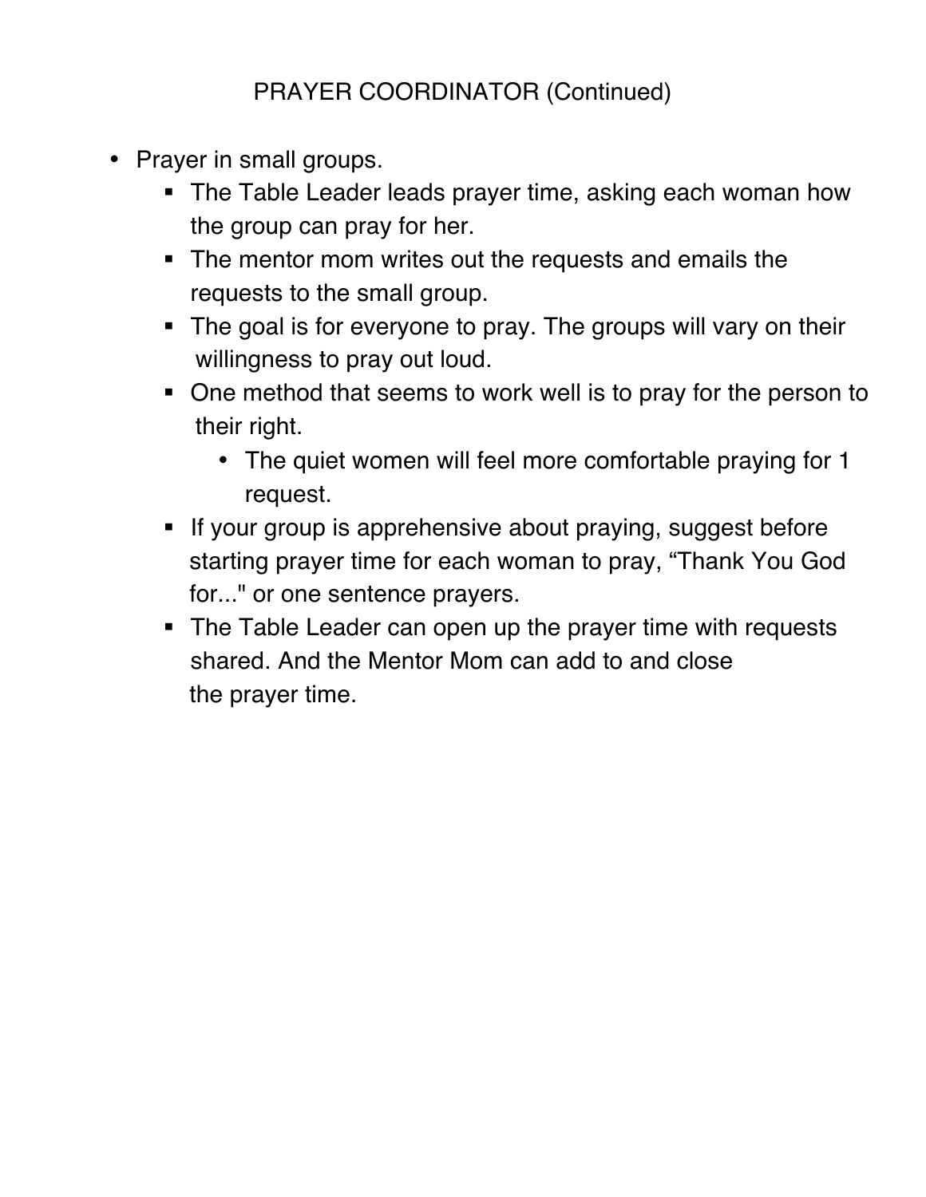# PRAYER COORDINATOR (Continued)

- Prayer in small groups.
  - The Table Leader leads prayer time, asking each woman how the group can pray for her.
  - The mentor mom writes out the requests and emails the requests to the small group.
  - The goal is for everyone to pray. The groups will vary on their willingness to pray out loud.
  - One method that seems to work well is to pray for the person to their right.
    - The quiet women will feel more comfortable praying for 1 request.
  - If your group is apprehensive about praying, suggest before starting prayer time for each woman to pray, "Thank You God for..." or one sentence prayers.
  - The Table Leader can open up the prayer time with requests shared. And the Mentor Mom can add to and close the prayer time.